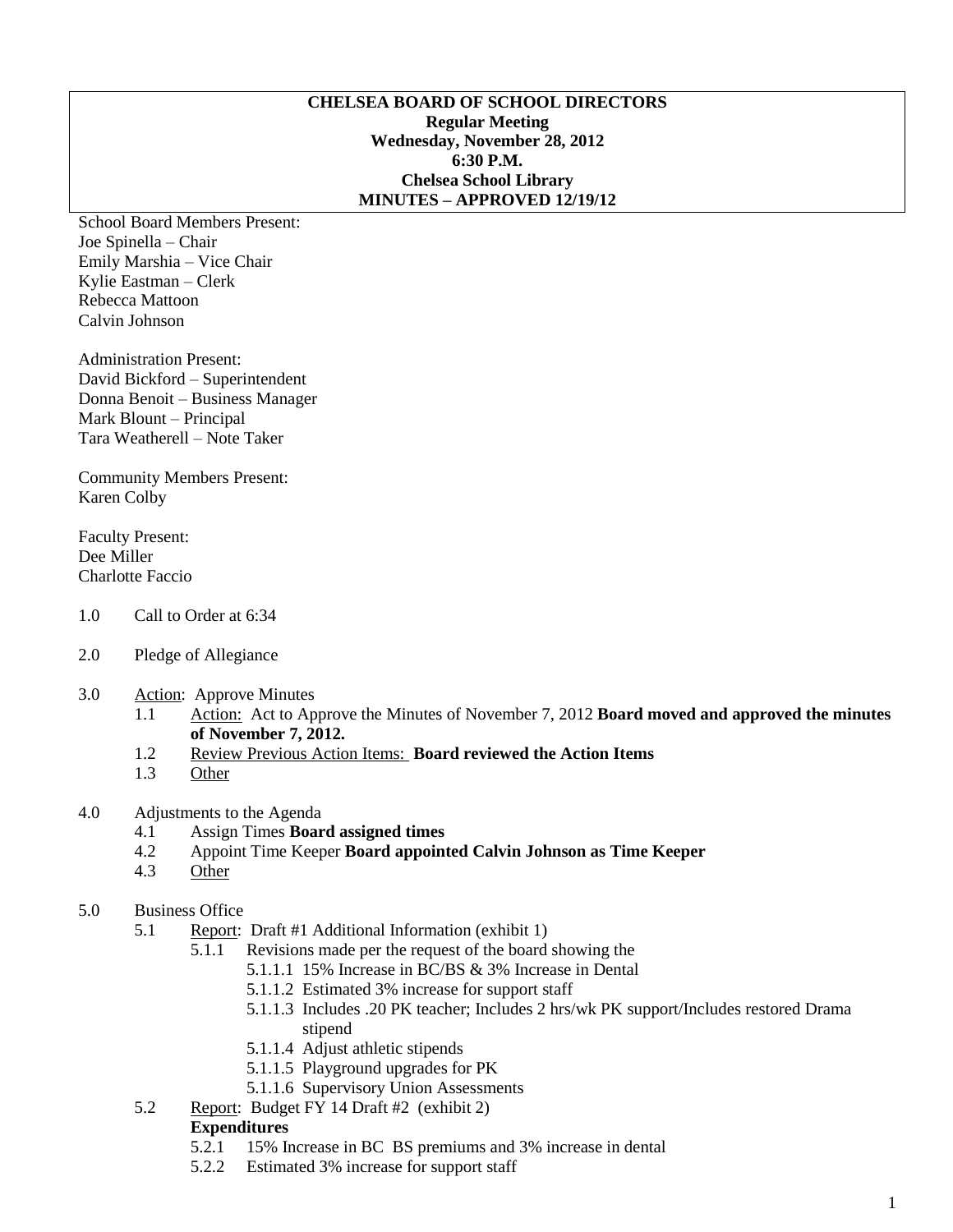**CHELSEA BOARD OF SCHOOL DIRECTORS**
**Regular Meeting**
**Wednesday, November 28, 2012**
**6:30 P.M.**
**Chelsea School Library**
**MINUTES – APPROVED 12/19/12**

School Board Members Present:
Joe Spinella – Chair
Emily Marshia – Vice Chair
Kylie Eastman – Clerk
Rebecca Mattoon
Calvin Johnson

Administration Present:
David Bickford – Superintendent
Donna Benoit – Business Manager
Mark Blount – Principal
Tara Weatherell – Note Taker

Community Members Present:
Karen Colby

Faculty Present:
Dee Miller
Charlotte Faccio

1.0 Call to Order at 6:34

2.0 Pledge of Allegiance

3.0 Action: Approve Minutes
- 1.1 Action: Act to Approve the Minutes of November 7, 2012 **Board moved and approved the minutes of November 7, 2012.**
- 1.2 Review Previous Action Items: **Board reviewed the Action Items**
- 1.3 Other

4.0 Adjustments to the Agenda
- 4.1 Assign Times **Board assigned times**
- 4.2 Appoint Time Keeper **Board appointed Calvin Johnson as Time Keeper**
- 4.3 Other

5.0 Business Office
- 5.1 Report: Draft #1 Additional Information (exhibit 1)
  - 5.1.1 Revisions made per the request of the board showing the
    - 5.1.1.1 15% Increase in BC/BS & 3% Increase in Dental
    - 5.1.1.2 Estimated 3% increase for support staff
    - 5.1.1.3 Includes .20 PK teacher; Includes 2 hrs/wk PK support/Includes restored Drama stipend
    - 5.1.1.4 Adjust athletic stipends
    - 5.1.1.5 Playground upgrades for PK
    - 5.1.1.6 Supervisory Union Assessments
- 5.2 Report: Budget FY 14 Draft #2 (exhibit 2)

  **Expenditures**
  - 5.2.1 15% Increase in BC BS premiums and 3% increase in dental
  - 5.2.2 Estimated 3% increase for support staff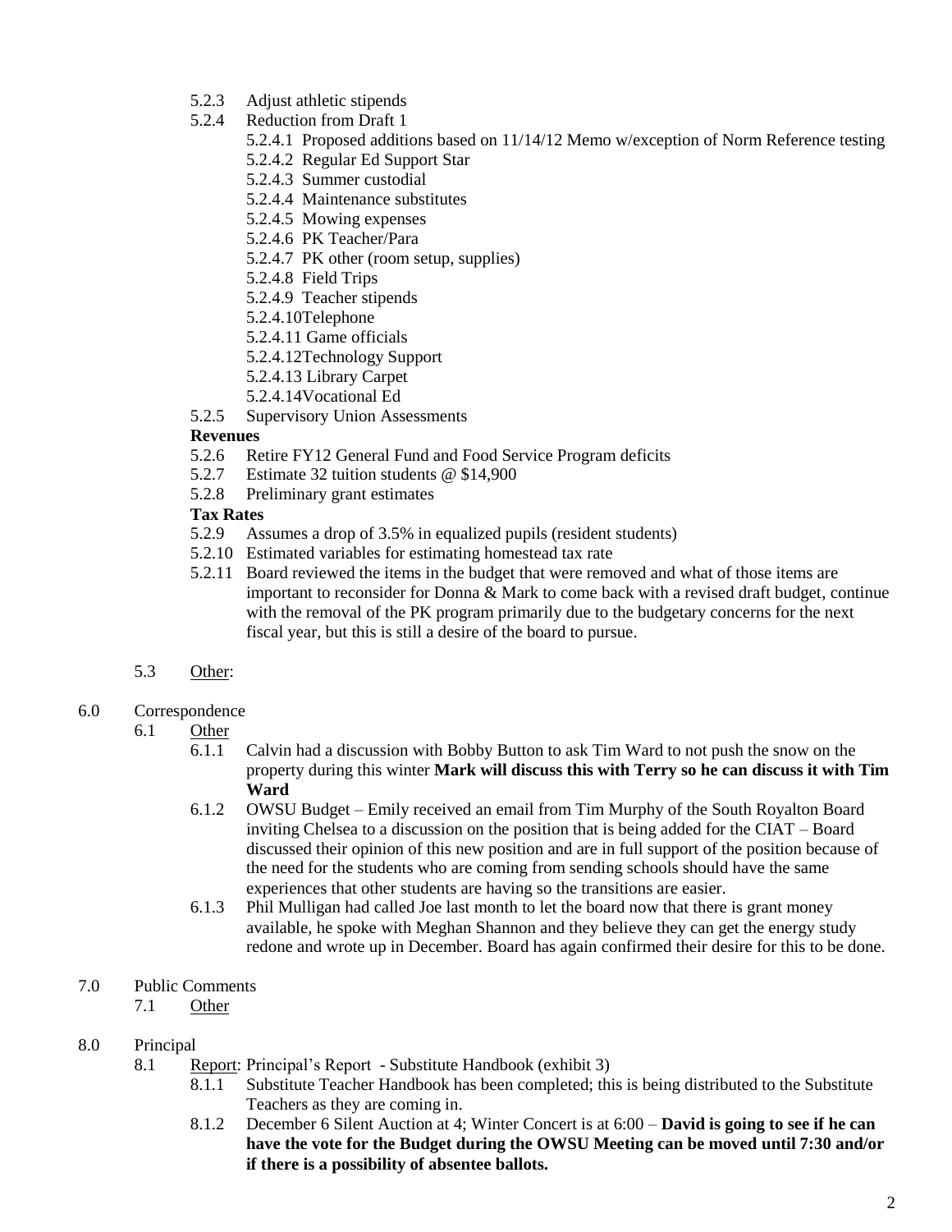- 5.2.3 Adjust athletic stipends
- 5.2.4 Reduction from Draft 1
  - 5.2.4.1 Proposed additions based on 11/14/12 Memo w/exception of Norm Reference testing
  - 5.2.4.2 Regular Ed Support Star
  - 5.2.4.3 Summer custodial
  - 5.2.4.4 Maintenance substitutes
  - 5.2.4.5 Mowing expenses
  - 5.2.4.6 PK Teacher/Para
  - 5.2.4.7 PK other (room setup, supplies)
  - 5.2.4.8 Field Trips
  - 5.2.4.9 Teacher stipends
  - 5.2.4.10Telephone
  - 5.2.4.11 Game officials
  - 5.2.4.12Technology Support
  - 5.2.4.13 Library Carpet
  - 5.2.4.14Vocational Ed
- 5.2.5 Supervisory Union Assessments

**Revenues**

- 5.2.6 Retire FY12 General Fund and Food Service Program deficits
- 5.2.7 Estimate 32 tuition students @ $14,900
- 5.2.8 Preliminary grant estimates

**Tax Rates**

- 5.2.9 Assumes a drop of 3.5% in equalized pupils (resident students)
- 5.2.10 Estimated variables for estimating homestead tax rate
- 5.2.11 Board reviewed the items in the budget that were removed and what of those items are important to reconsider for Donna & Mark to come back with a revised draft budget, continue with the removal of the PK program primarily due to the budgetary concerns for the next fiscal year, but this is still a desire of the board to pursue.

5.3 Other:

6.0 Correspondence

6.1 Other

- 6.1.1 Calvin had a discussion with Bobby Button to ask Tim Ward to not push the snow on the property during this winter **Mark will discuss this with Terry so he can discuss it with Tim Ward**
- 6.1.2 OWSU Budget – Emily received an email from Tim Murphy of the South Royalton Board inviting Chelsea to a discussion on the position that is being added for the CIAT – Board discussed their opinion of this new position and are in full support of the position because of the need for the students who are coming from sending schools should have the same experiences that other students are having so the transitions are easier.
- 6.1.3 Phil Mulligan had called Joe last month to let the board now that there is grant money available, he spoke with Meghan Shannon and they believe they can get the energy study redone and wrote up in December. Board has again confirmed their desire for this to be done.

7.0 Public Comments

7.1 Other

8.0 Principal

8.1 Report: Principal's Report - Substitute Handbook (exhibit 3)

- 8.1.1 Substitute Teacher Handbook has been completed; this is being distributed to the Substitute Teachers as they are coming in.
- 8.1.2 December 6 Silent Auction at 4; Winter Concert is at 6:00 – **David is going to see if he can have the vote for the Budget during the OWSU Meeting can be moved until 7:30 and/or if there is a possibility of absentee ballots.**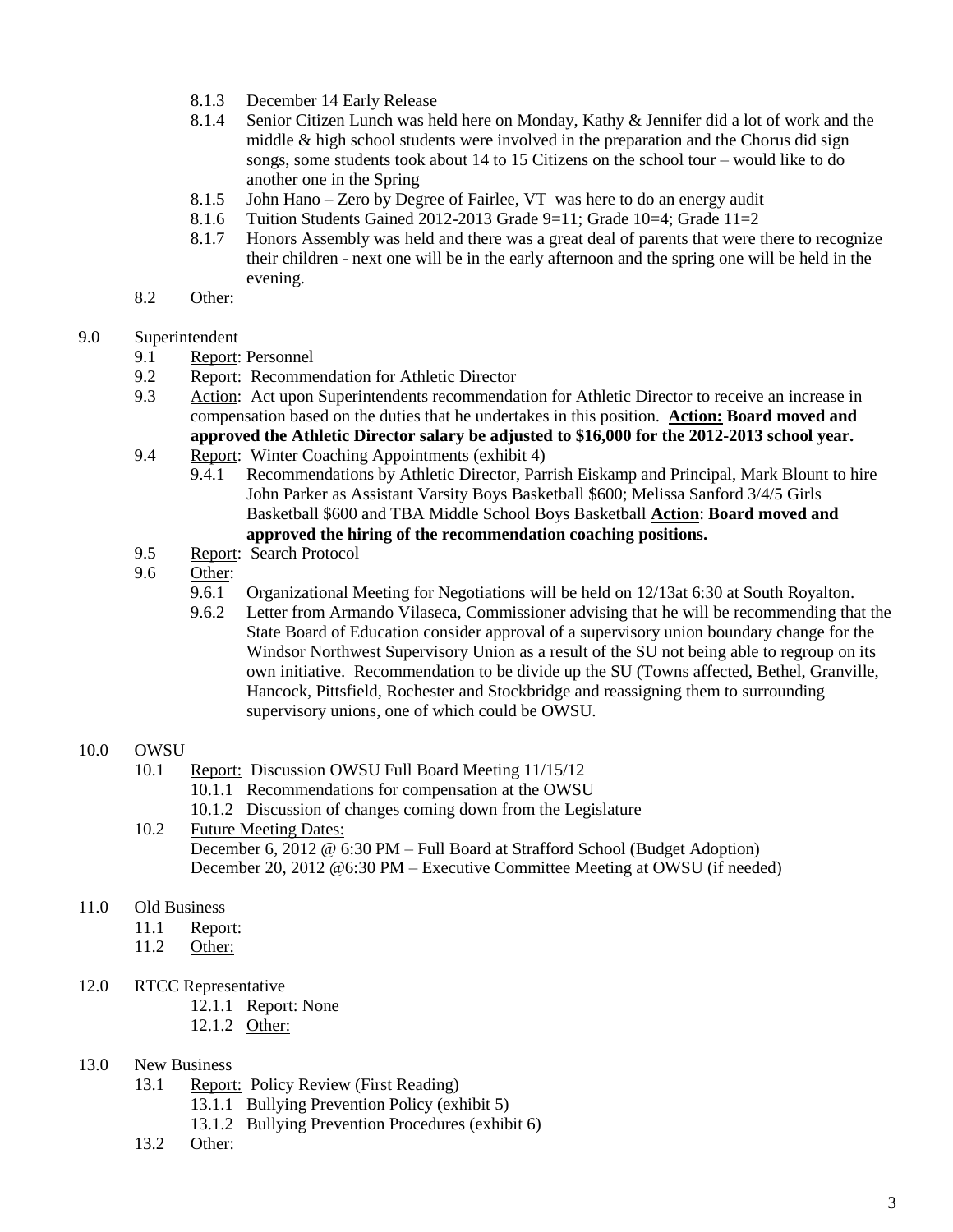- 8.1.3 December 14 Early Release
- 8.1.4 Senior Citizen Lunch was held here on Monday, Kathy & Jennifer did a lot of work and the middle & high school students were involved in the preparation and the Chorus did sign songs, some students took about 14 to 15 Citizens on the school tour – would like to do another one in the Spring
- 8.1.5 John Hano – Zero by Degree of Fairlee, VT was here to do an energy audit
- 8.1.6 Tuition Students Gained 2012-2013 Grade 9=11; Grade 10=4; Grade 11=2
- 8.1.7 Honors Assembly was held and there was a great deal of parents that were there to recognize their children - next one will be in the early afternoon and the spring one will be held in the evening.

8.2 Other:

9.0 Superintendent

- 9.1 Report: Personnel
- 9.2 Report: Recommendation for Athletic Director
- 9.3 Action: Act upon Superintendents recommendation for Athletic Director to receive an increase in compensation based on the duties that he undertakes in this position. **Action: Board moved and approved the Athletic Director salary be adjusted to $16,000 for the 2012-2013 school year.**
- 9.4 Report: Winter Coaching Appointments (exhibit 4)
  - 9.4.1 Recommendations by Athletic Director, Parrish Eiskamp and Principal, Mark Blount to hire John Parker as Assistant Varsity Boys Basketball $600; Melissa Sanford 3/4/5 Girls Basketball $600 and TBA Middle School Boys Basketball **Action**: **Board moved and approved the hiring of the recommendation coaching positions.**
- 9.5 Report: Search Protocol
- 9.6 Other:
  - 9.6.1 Organizational Meeting for Negotiations will be held on 12/13at 6:30 at South Royalton.
  - 9.6.2 Letter from Armando Vilaseca, Commissioner advising that he will be recommending that the State Board of Education consider approval of a supervisory union boundary change for the Windsor Northwest Supervisory Union as a result of the SU not being able to regroup on its own initiative. Recommendation to be divide up the SU (Towns affected, Bethel, Granville, Hancock, Pittsfield, Rochester and Stockbridge and reassigning them to surrounding supervisory unions, one of which could be OWSU.

10.0 OWSU

- 10.1 Report: Discussion OWSU Full Board Meeting 11/15/12
  - 10.1.1 Recommendations for compensation at the OWSU
  - 10.1.2 Discussion of changes coming down from the Legislature
- 10.2 Future Meeting Dates:
  December 6, 2012 @ 6:30 PM – Full Board at Strafford School (Budget Adoption)
  December 20, 2012 @6:30 PM – Executive Committee Meeting at OWSU (if needed)

11.0 Old Business

- 11.1 Report:
- 11.2 Other:

12.0 RTCC Representative

- 12.1.1 Report: None
- 12.1.2 Other:

13.0 New Business

- 13.1 Report: Policy Review (First Reading)
  - 13.1.1 Bullying Prevention Policy (exhibit 5)
  - 13.1.2 Bullying Prevention Procedures (exhibit 6)
- 13.2 Other: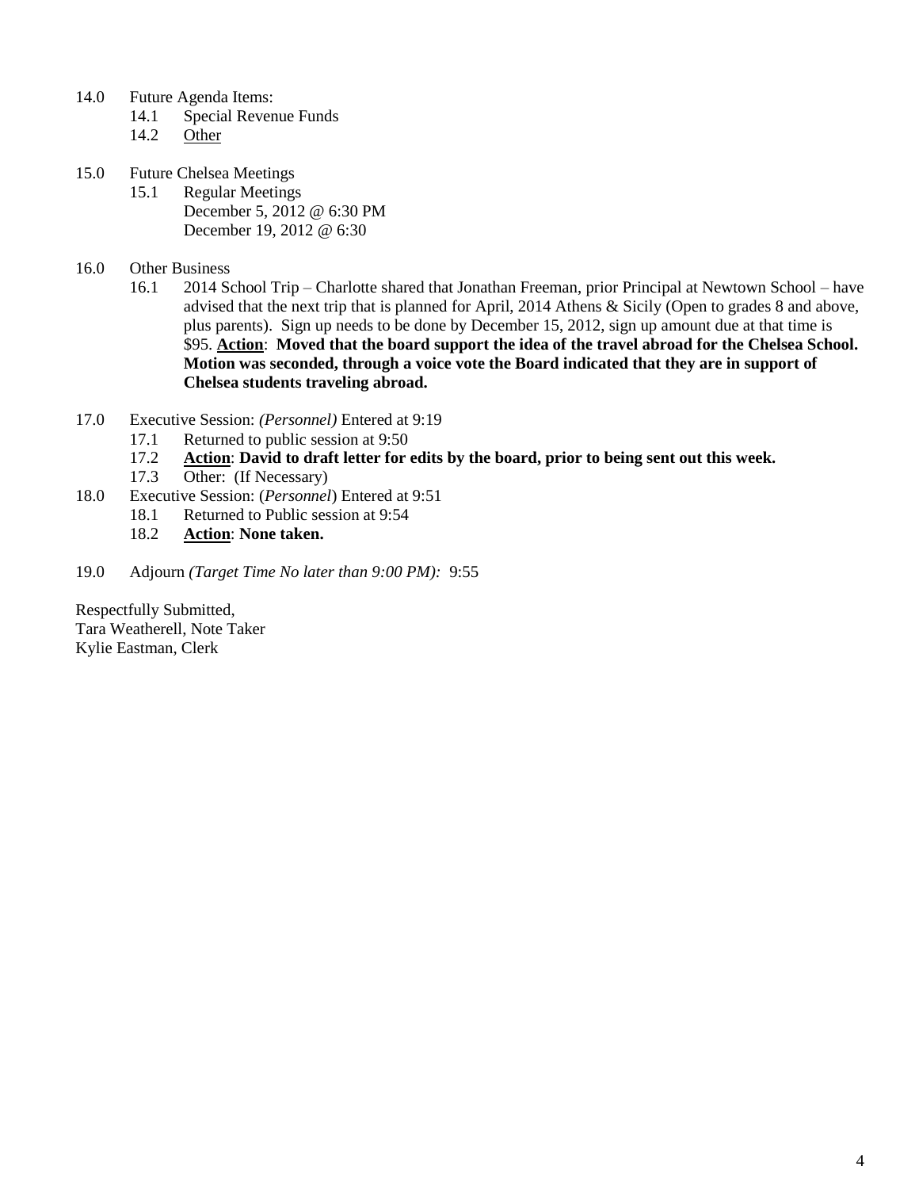14.0 Future Agenda Items:
- 14.1 Special Revenue Funds
- 14.2 Other

15.0 Future Chelsea Meetings
- 15.1 Regular Meetings
  December 5, 2012 @ 6:30 PM
  December 19, 2012 @ 6:30

16.0 Other Business
- 16.1 2014 School Trip – Charlotte shared that Jonathan Freeman, prior Principal at Newtown School – have advised that the next trip that is planned for April, 2014 Athens & Sicily (Open to grades 8 and above, plus parents). Sign up needs to be done by December 15, 2012, sign up amount due at that time is $95. **Action**: **Moved that the board support the idea of the travel abroad for the Chelsea School. Motion was seconded, through a voice vote the Board indicated that they are in support of Chelsea students traveling abroad.**

17.0 Executive Session: *(Personnel)* Entered at 9:19
- 17.1 Returned to public session at 9:50
- 17.2 **Action**: **David to draft letter for edits by the board, prior to being sent out this week.**
- 17.3 Other: (If Necessary)

18.0 Executive Session: (*Personnel*) Entered at 9:51
- 18.1 Returned to Public session at 9:54
- 18.2 **Action**: **None taken.**

19.0 Adjourn *(Target Time No later than 9:00 PM):* 9:55

Respectfully Submitted,
Tara Weatherell, Note Taker
Kylie Eastman, Clerk